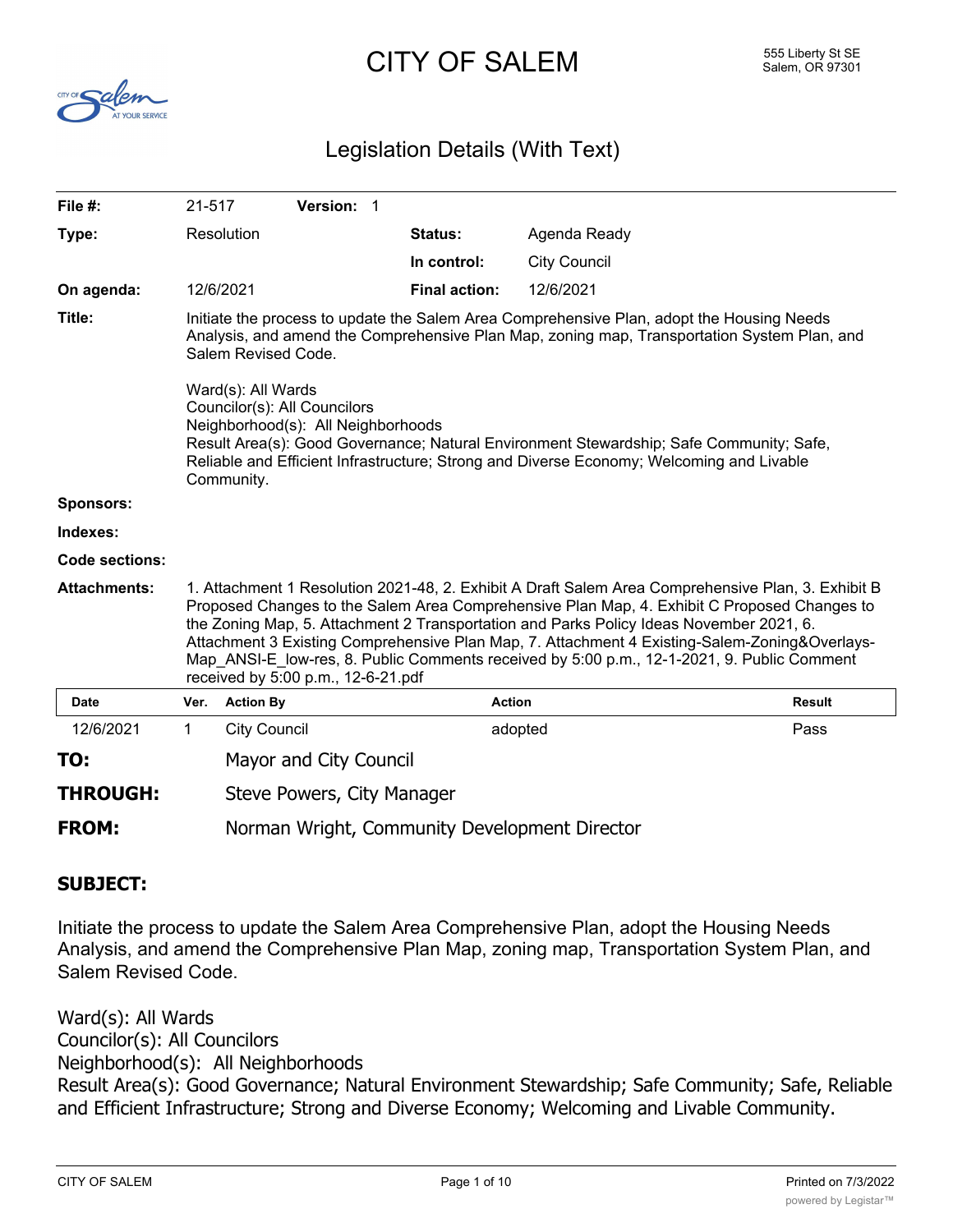# CITY OF SALEM

555 Liberty St SE
Salem, OR 97301

## Legislation Details (With Text)

| | | | | |
|---|---|---|---|---|
| **File #:** | 21-517 | **Version:** 1 | | |
| **Type:** | Resolution | | **Status:** | Agenda Ready |
| | | | **In control:** | City Council |
| **On agenda:** | 12/6/2021 | | **Final action:** | 12/6/2021 |

**Title:** Initiate the process to update the Salem Area Comprehensive Plan, adopt the Housing Needs Analysis, and amend the Comprehensive Plan Map, zoning map, Transportation System Plan, and Salem Revised Code.

Ward(s): All Wards
Councilor(s): All Councilors
Neighborhood(s): All Neighborhoods
Result Area(s): Good Governance; Natural Environment Stewardship; Safe Community; Safe, Reliable and Efficient Infrastructure; Strong and Diverse Economy; Welcoming and Livable Community.

**Sponsors:**

**Indexes:**

**Code sections:**

**Attachments:** 1. Attachment 1 Resolution 2021-48, 2. Exhibit A Draft Salem Area Comprehensive Plan, 3. Exhibit B Proposed Changes to the Salem Area Comprehensive Plan Map, 4. Exhibit C Proposed Changes to the Zoning Map, 5. Attachment 2 Transportation and Parks Policy Ideas November 2021, 6. Attachment 3 Existing Comprehensive Plan Map, 7. Attachment 4 Existing-Salem-Zoning&Overlays-Map_ANSI-E_low-res, 8. Public Comments received by 5:00 p.m., 12-1-2021, 9. Public Comment received by 5:00 p.m., 12-6-21.pdf

| Date | Ver. | Action By | Action | Result |
|---|---|---|---|---|
| 12/6/2021 | 1 | City Council | adopted | Pass |

**TO:** Mayor and City Council

**THROUGH:** Steve Powers, City Manager

**FROM:** Norman Wright, Community Development Director

### SUBJECT:

Initiate the process to update the Salem Area Comprehensive Plan, adopt the Housing Needs Analysis, and amend the Comprehensive Plan Map, zoning map, Transportation System Plan, and Salem Revised Code.

Ward(s): All Wards
Councilor(s): All Councilors
Neighborhood(s): All Neighborhoods
Result Area(s): Good Governance; Natural Environment Stewardship; Safe Community; Safe, Reliable and Efficient Infrastructure; Strong and Diverse Economy; Welcoming and Livable Community.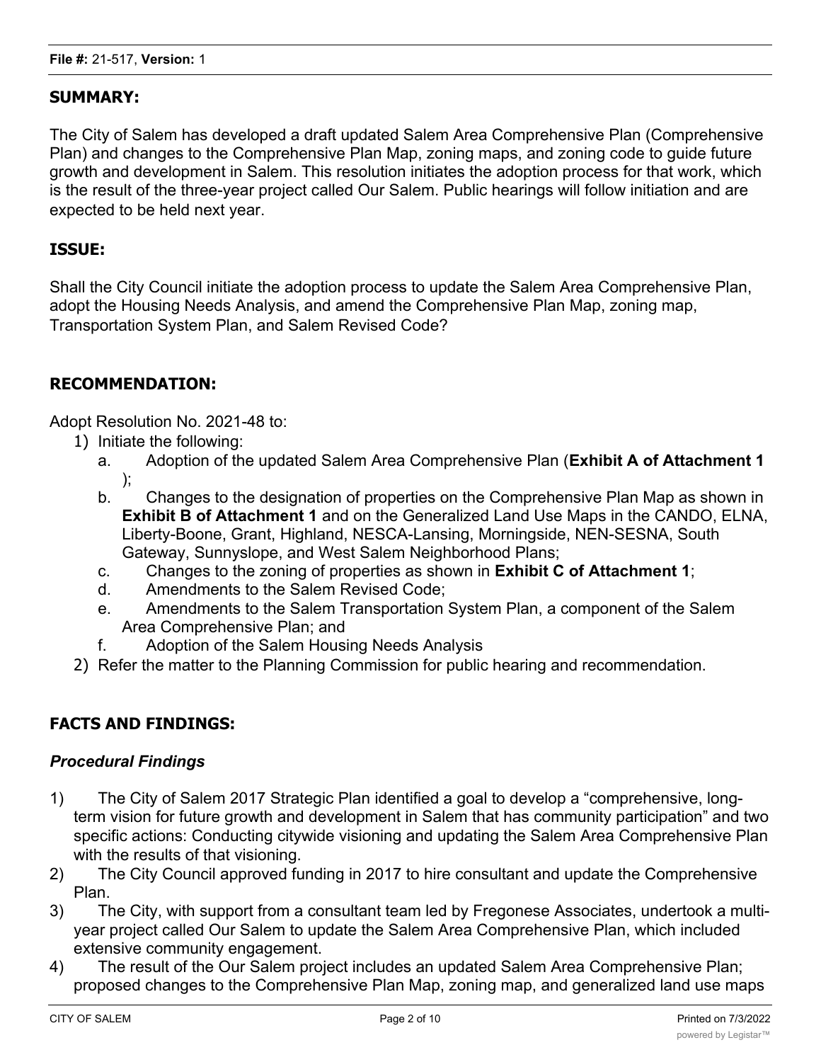**File #:** 21-517, **Version:** 1

## SUMMARY:

The City of Salem has developed a draft updated Salem Area Comprehensive Plan (Comprehensive Plan) and changes to the Comprehensive Plan Map, zoning maps, and zoning code to guide future growth and development in Salem. This resolution initiates the adoption process for that work, which is the result of the three-year project called Our Salem. Public hearings will follow initiation and are expected to be held next year.

## ISSUE:

Shall the City Council initiate the adoption process to update the Salem Area Comprehensive Plan, adopt the Housing Needs Analysis, and amend the Comprehensive Plan Map, zoning map, Transportation System Plan, and Salem Revised Code?

## RECOMMENDATION:

Adopt Resolution No. 2021-48 to:

1) Initiate the following:
   a. Adoption of the updated Salem Area Comprehensive Plan (**Exhibit A of Attachment 1**);
   b. Changes to the designation of properties on the Comprehensive Plan Map as shown in **Exhibit B of Attachment 1** and on the Generalized Land Use Maps in the CANDO, ELNA, Liberty-Boone, Grant, Highland, NESCA-Lansing, Morningside, NEN-SESNA, South Gateway, Sunnyslope, and West Salem Neighborhood Plans;
   c. Changes to the zoning of properties as shown in **Exhibit C of Attachment 1**;
   d. Amendments to the Salem Revised Code;
   e. Amendments to the Salem Transportation System Plan, a component of the Salem Area Comprehensive Plan; and
   f. Adoption of the Salem Housing Needs Analysis
2) Refer the matter to the Planning Commission for public hearing and recommendation.

## FACTS AND FINDINGS:

### *Procedural Findings*

1) The City of Salem 2017 Strategic Plan identified a goal to develop a "comprehensive, long-term vision for future growth and development in Salem that has community participation" and two specific actions: Conducting citywide visioning and updating the Salem Area Comprehensive Plan with the results of that visioning.
2) The City Council approved funding in 2017 to hire consultant and update the Comprehensive Plan.
3) The City, with support from a consultant team led by Fregonese Associates, undertook a multi-year project called Our Salem to update the Salem Area Comprehensive Plan, which included extensive community engagement.
4) The result of the Our Salem project includes an updated Salem Area Comprehensive Plan; proposed changes to the Comprehensive Plan Map, zoning map, and generalized land use maps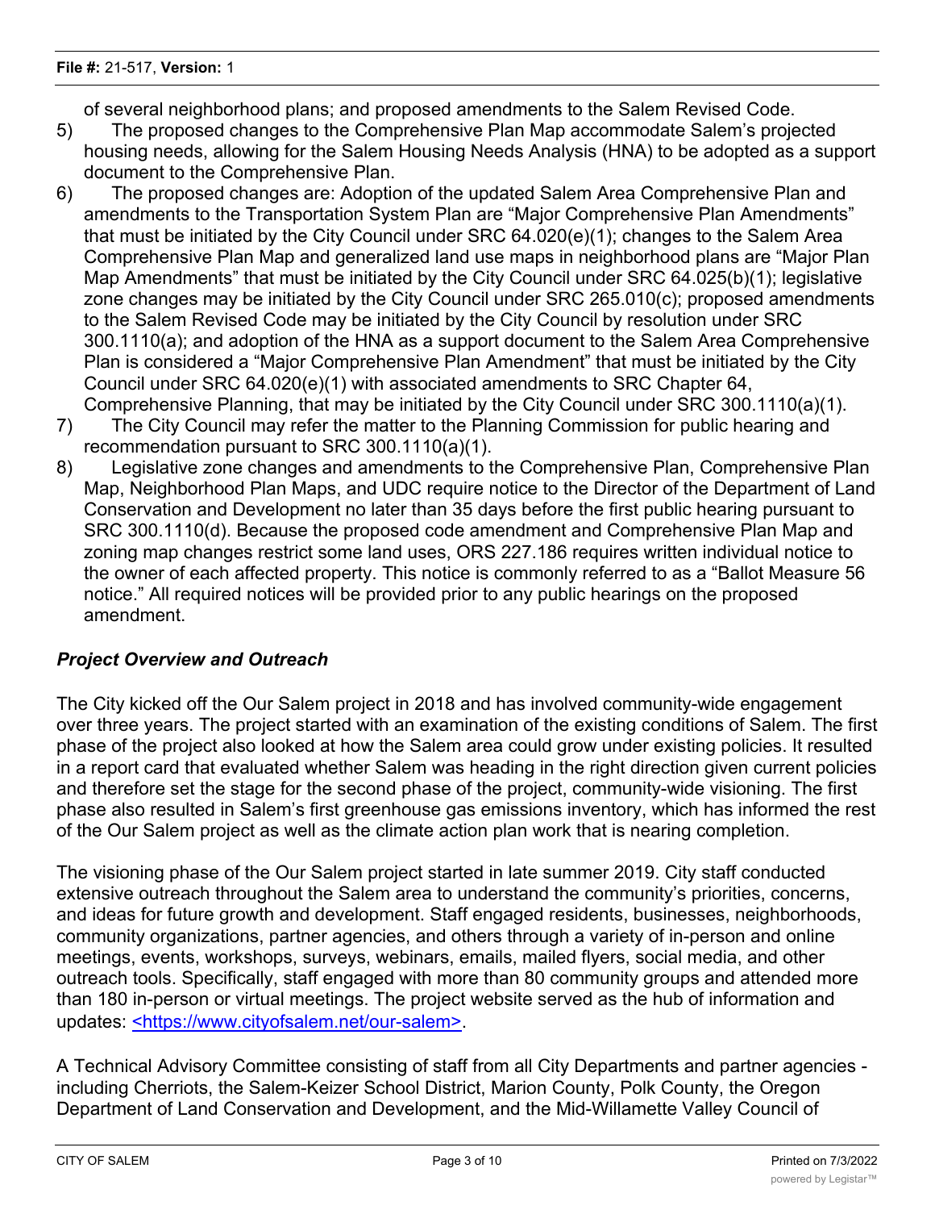of several neighborhood plans; and proposed amendments to the Salem Revised Code.

5) The proposed changes to the Comprehensive Plan Map accommodate Salem's projected housing needs, allowing for the Salem Housing Needs Analysis (HNA) to be adopted as a support document to the Comprehensive Plan.
6) The proposed changes are: Adoption of the updated Salem Area Comprehensive Plan and amendments to the Transportation System Plan are "Major Comprehensive Plan Amendments" that must be initiated by the City Council under SRC 64.020(e)(1); changes to the Salem Area Comprehensive Plan Map and generalized land use maps in neighborhood plans are "Major Plan Map Amendments" that must be initiated by the City Council under SRC 64.025(b)(1); legislative zone changes may be initiated by the City Council under SRC 265.010(c); proposed amendments to the Salem Revised Code may be initiated by the City Council by resolution under SRC 300.1110(a); and adoption of the HNA as a support document to the Salem Area Comprehensive Plan is considered a "Major Comprehensive Plan Amendment" that must be initiated by the City Council under SRC 64.020(e)(1) with associated amendments to SRC Chapter 64, Comprehensive Planning, that may be initiated by the City Council under SRC 300.1110(a)(1).
7) The City Council may refer the matter to the Planning Commission for public hearing and recommendation pursuant to SRC 300.1110(a)(1).
8) Legislative zone changes and amendments to the Comprehensive Plan, Comprehensive Plan Map, Neighborhood Plan Maps, and UDC require notice to the Director of the Department of Land Conservation and Development no later than 35 days before the first public hearing pursuant to SRC 300.1110(d). Because the proposed code amendment and Comprehensive Plan Map and zoning map changes restrict some land uses, ORS 227.186 requires written individual notice to the owner of each affected property. This notice is commonly referred to as a "Ballot Measure 56 notice." All required notices will be provided prior to any public hearings on the proposed amendment.

### *Project Overview and Outreach*

The City kicked off the Our Salem project in 2018 and has involved community-wide engagement over three years. The project started with an examination of the existing conditions of Salem. The first phase of the project also looked at how the Salem area could grow under existing policies. It resulted in a report card that evaluated whether Salem was heading in the right direction given current policies and therefore set the stage for the second phase of the project, community-wide visioning. The first phase also resulted in Salem's first greenhouse gas emissions inventory, which has informed the rest of the Our Salem project as well as the climate action plan work that is nearing completion.

The visioning phase of the Our Salem project started in late summer 2019. City staff conducted extensive outreach throughout the Salem area to understand the community's priorities, concerns, and ideas for future growth and development. Staff engaged residents, businesses, neighborhoods, community organizations, partner agencies, and others through a variety of in-person and online meetings, events, workshops, surveys, webinars, emails, mailed flyers, social media, and other outreach tools. Specifically, staff engaged with more than 80 community groups and attended more than 180 in-person or virtual meetings. The project website served as the hub of information and updates: <https://www.cityofsalem.net/our-salem>.

A Technical Advisory Committee consisting of staff from all City Departments and partner agencies - including Cherriots, the Salem-Keizer School District, Marion County, Polk County, the Oregon Department of Land Conservation and Development, and the Mid-Willamette Valley Council of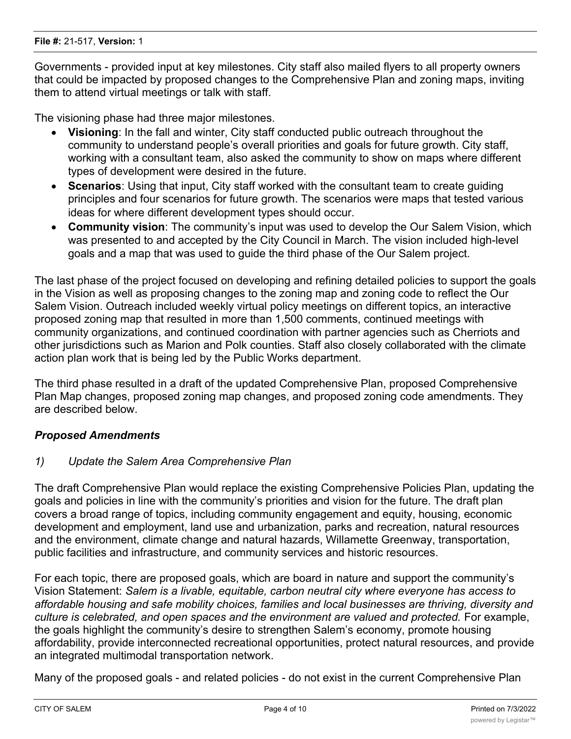Governments - provided input at key milestones. City staff also mailed flyers to all property owners that could be impacted by proposed changes to the Comprehensive Plan and zoning maps, inviting them to attend virtual meetings or talk with staff.

The visioning phase had three major milestones.

- **Visioning**: In the fall and winter, City staff conducted public outreach throughout the community to understand people's overall priorities and goals for future growth. City staff, working with a consultant team, also asked the community to show on maps where different types of development were desired in the future.
- **Scenarios**: Using that input, City staff worked with the consultant team to create guiding principles and four scenarios for future growth. The scenarios were maps that tested various ideas for where different development types should occur.
- **Community vision**: The community's input was used to develop the Our Salem Vision, which was presented to and accepted by the City Council in March. The vision included high-level goals and a map that was used to guide the third phase of the Our Salem project.

The last phase of the project focused on developing and refining detailed policies to support the goals in the Vision as well as proposing changes to the zoning map and zoning code to reflect the Our Salem Vision. Outreach included weekly virtual policy meetings on different topics, an interactive proposed zoning map that resulted in more than 1,500 comments, continued meetings with community organizations, and continued coordination with partner agencies such as Cherriots and other jurisdictions such as Marion and Polk counties. Staff also closely collaborated with the climate action plan work that is being led by the Public Works department.

The third phase resulted in a draft of the updated Comprehensive Plan, proposed Comprehensive Plan Map changes, proposed zoning map changes, and proposed zoning code amendments. They are described below.

***Proposed Amendments***

*1) Update the Salem Area Comprehensive Plan*

The draft Comprehensive Plan would replace the existing Comprehensive Policies Plan, updating the goals and policies in line with the community's priorities and vision for the future. The draft plan covers a broad range of topics, including community engagement and equity, housing, economic development and employment, land use and urbanization, parks and recreation, natural resources and the environment, climate change and natural hazards, Willamette Greenway, transportation, public facilities and infrastructure, and community services and historic resources.

For each topic, there are proposed goals, which are board in nature and support the community's Vision Statement: *Salem is a livable, equitable, carbon neutral city where everyone has access to affordable housing and safe mobility choices, families and local businesses are thriving, diversity and culture is celebrated, and open spaces and the environment are valued and protected.* For example, the goals highlight the community's desire to strengthen Salem's economy, promote housing affordability, provide interconnected recreational opportunities, protect natural resources, and provide an integrated multimodal transportation network.

Many of the proposed goals - and related policies - do not exist in the current Comprehensive Plan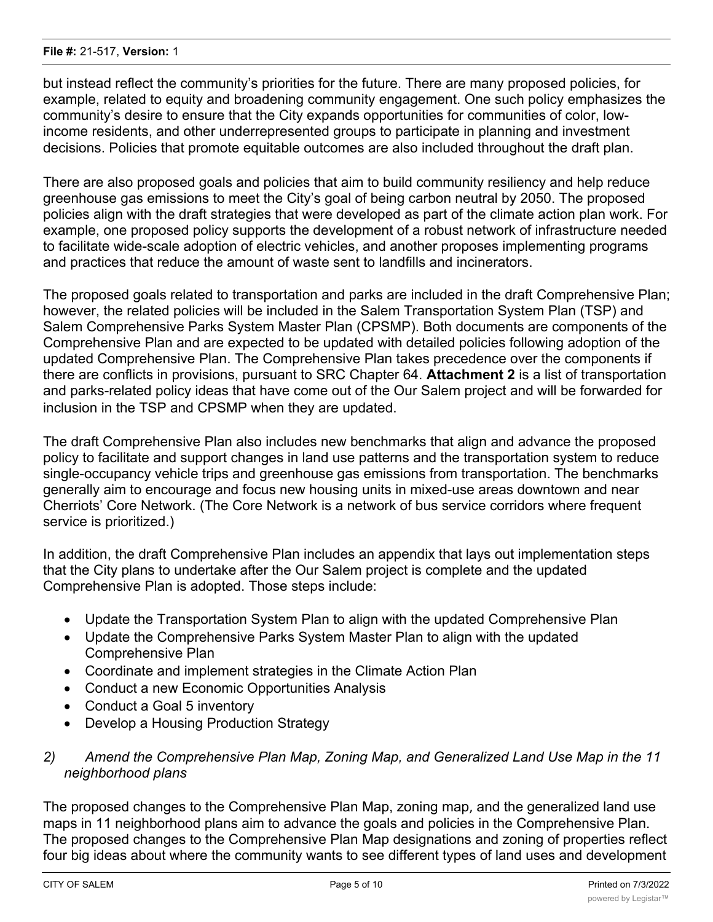but instead reflect the community's priorities for the future. There are many proposed policies, for example, related to equity and broadening community engagement. One such policy emphasizes the community's desire to ensure that the City expands opportunities for communities of color, low-income residents, and other underrepresented groups to participate in planning and investment decisions. Policies that promote equitable outcomes are also included throughout the draft plan.

There are also proposed goals and policies that aim to build community resiliency and help reduce greenhouse gas emissions to meet the City's goal of being carbon neutral by 2050. The proposed policies align with the draft strategies that were developed as part of the climate action plan work. For example, one proposed policy supports the development of a robust network of infrastructure needed to facilitate wide-scale adoption of electric vehicles, and another proposes implementing programs and practices that reduce the amount of waste sent to landfills and incinerators.

The proposed goals related to transportation and parks are included in the draft Comprehensive Plan; however, the related policies will be included in the Salem Transportation System Plan (TSP) and Salem Comprehensive Parks System Master Plan (CPSMP). Both documents are components of the Comprehensive Plan and are expected to be updated with detailed policies following adoption of the updated Comprehensive Plan. The Comprehensive Plan takes precedence over the components if there are conflicts in provisions, pursuant to SRC Chapter 64. **Attachment 2** is a list of transportation and parks-related policy ideas that have come out of the Our Salem project and will be forwarded for inclusion in the TSP and CPSMP when they are updated.

The draft Comprehensive Plan also includes new benchmarks that align and advance the proposed policy to facilitate and support changes in land use patterns and the transportation system to reduce single-occupancy vehicle trips and greenhouse gas emissions from transportation. The benchmarks generally aim to encourage and focus new housing units in mixed-use areas downtown and near Cherriots' Core Network. (The Core Network is a network of bus service corridors where frequent service is prioritized.)

In addition, the draft Comprehensive Plan includes an appendix that lays out implementation steps that the City plans to undertake after the Our Salem project is complete and the updated Comprehensive Plan is adopted. Those steps include:

- Update the Transportation System Plan to align with the updated Comprehensive Plan
- Update the Comprehensive Parks System Master Plan to align with the updated Comprehensive Plan
- Coordinate and implement strategies in the Climate Action Plan
- Conduct a new Economic Opportunities Analysis
- Conduct a Goal 5 inventory
- Develop a Housing Production Strategy

*2) Amend the Comprehensive Plan Map, Zoning Map, and Generalized Land Use Map in the 11 neighborhood plans*

The proposed changes to the Comprehensive Plan Map, zoning map, and the generalized land use maps in 11 neighborhood plans aim to advance the goals and policies in the Comprehensive Plan. The proposed changes to the Comprehensive Plan Map designations and zoning of properties reflect four big ideas about where the community wants to see different types of land uses and development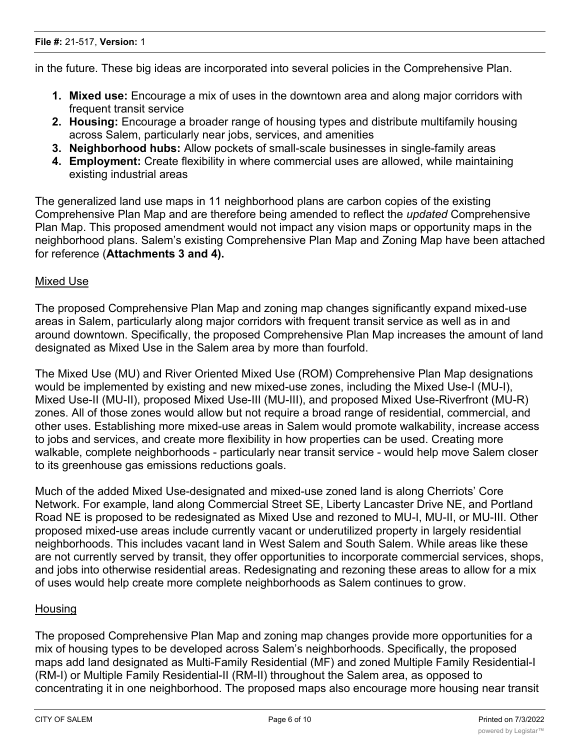in the future. These big ideas are incorporated into several policies in the Comprehensive Plan.

1. **Mixed use:** Encourage a mix of uses in the downtown area and along major corridors with frequent transit service
2. **Housing:** Encourage a broader range of housing types and distribute multifamily housing across Salem, particularly near jobs, services, and amenities
3. **Neighborhood hubs:** Allow pockets of small-scale businesses in single-family areas
4. **Employment:** Create flexibility in where commercial uses are allowed, while maintaining existing industrial areas

The generalized land use maps in 11 neighborhood plans are carbon copies of the existing Comprehensive Plan Map and are therefore being amended to reflect the *updated* Comprehensive Plan Map. This proposed amendment would not impact any vision maps or opportunity maps in the neighborhood plans. Salem's existing Comprehensive Plan Map and Zoning Map have been attached for reference (**Attachments 3 and 4).**

<u>Mixed Use</u>

The proposed Comprehensive Plan Map and zoning map changes significantly expand mixed-use areas in Salem, particularly along major corridors with frequent transit service as well as in and around downtown. Specifically, the proposed Comprehensive Plan Map increases the amount of land designated as Mixed Use in the Salem area by more than fourfold.

The Mixed Use (MU) and River Oriented Mixed Use (ROM) Comprehensive Plan Map designations would be implemented by existing and new mixed-use zones, including the Mixed Use-I (MU-I), Mixed Use-II (MU-II), proposed Mixed Use-III (MU-III), and proposed Mixed Use-Riverfront (MU-R) zones. All of those zones would allow but not require a broad range of residential, commercial, and other uses. Establishing more mixed-use areas in Salem would promote walkability, increase access to jobs and services, and create more flexibility in how properties can be used. Creating more walkable, complete neighborhoods - particularly near transit service - would help move Salem closer to its greenhouse gas emissions reductions goals.

Much of the added Mixed Use-designated and mixed-use zoned land is along Cherriots' Core Network. For example, land along Commercial Street SE, Liberty Lancaster Drive NE, and Portland Road NE is proposed to be redesignated as Mixed Use and rezoned to MU-I, MU-II, or MU-III. Other proposed mixed-use areas include currently vacant or underutilized property in largely residential neighborhoods. This includes vacant land in West Salem and South Salem. While areas like these are not currently served by transit, they offer opportunities to incorporate commercial services, shops, and jobs into otherwise residential areas. Redesignating and rezoning these areas to allow for a mix of uses would help create more complete neighborhoods as Salem continues to grow.

<u>Housing</u>

The proposed Comprehensive Plan Map and zoning map changes provide more opportunities for a mix of housing types to be developed across Salem's neighborhoods. Specifically, the proposed maps add land designated as Multi-Family Residential (MF) and zoned Multiple Family Residential-I (RM-I) or Multiple Family Residential-II (RM-II) throughout the Salem area, as opposed to concentrating it in one neighborhood. The proposed maps also encourage more housing near transit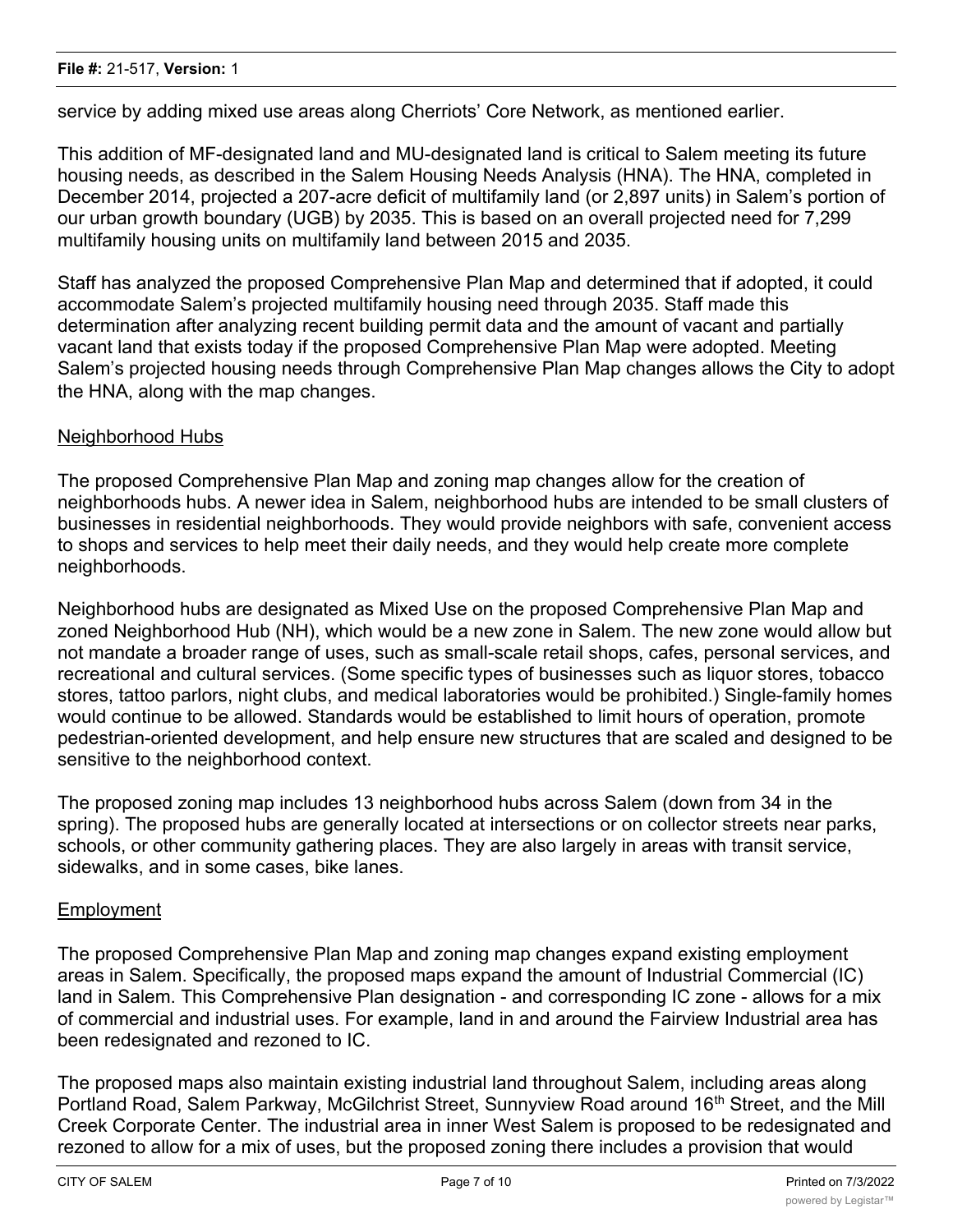service by adding mixed use areas along Cherriots' Core Network, as mentioned earlier.

This addition of MF-designated land and MU-designated land is critical to Salem meeting its future housing needs, as described in the Salem Housing Needs Analysis (HNA). The HNA, completed in December 2014, projected a 207-acre deficit of multifamily land (or 2,897 units) in Salem's portion of our urban growth boundary (UGB) by 2035. This is based on an overall projected need for 7,299 multifamily housing units on multifamily land between 2015 and 2035.

Staff has analyzed the proposed Comprehensive Plan Map and determined that if adopted, it could accommodate Salem's projected multifamily housing need through 2035. Staff made this determination after analyzing recent building permit data and the amount of vacant and partially vacant land that exists today if the proposed Comprehensive Plan Map were adopted. Meeting Salem's projected housing needs through Comprehensive Plan Map changes allows the City to adopt the HNA, along with the map changes.

Neighborhood Hubs

The proposed Comprehensive Plan Map and zoning map changes allow for the creation of neighborhoods hubs. A newer idea in Salem, neighborhood hubs are intended to be small clusters of businesses in residential neighborhoods. They would provide neighbors with safe, convenient access to shops and services to help meet their daily needs, and they would help create more complete neighborhoods.

Neighborhood hubs are designated as Mixed Use on the proposed Comprehensive Plan Map and zoned Neighborhood Hub (NH), which would be a new zone in Salem. The new zone would allow but not mandate a broader range of uses, such as small-scale retail shops, cafes, personal services, and recreational and cultural services. (Some specific types of businesses such as liquor stores, tobacco stores, tattoo parlors, night clubs, and medical laboratories would be prohibited.) Single-family homes would continue to be allowed. Standards would be established to limit hours of operation, promote pedestrian-oriented development, and help ensure new structures that are scaled and designed to be sensitive to the neighborhood context.

The proposed zoning map includes 13 neighborhood hubs across Salem (down from 34 in the spring). The proposed hubs are generally located at intersections or on collector streets near parks, schools, or other community gathering places. They are also largely in areas with transit service, sidewalks, and in some cases, bike lanes.

Employment

The proposed Comprehensive Plan Map and zoning map changes expand existing employment areas in Salem. Specifically, the proposed maps expand the amount of Industrial Commercial (IC) land in Salem. This Comprehensive Plan designation - and corresponding IC zone - allows for a mix of commercial and industrial uses. For example, land in and around the Fairview Industrial area has been redesignated and rezoned to IC.

The proposed maps also maintain existing industrial land throughout Salem, including areas along Portland Road, Salem Parkway, McGilchrist Street, Sunnyview Road around 16th Street, and the Mill Creek Corporate Center. The industrial area in inner West Salem is proposed to be redesignated and rezoned to allow for a mix of uses, but the proposed zoning there includes a provision that would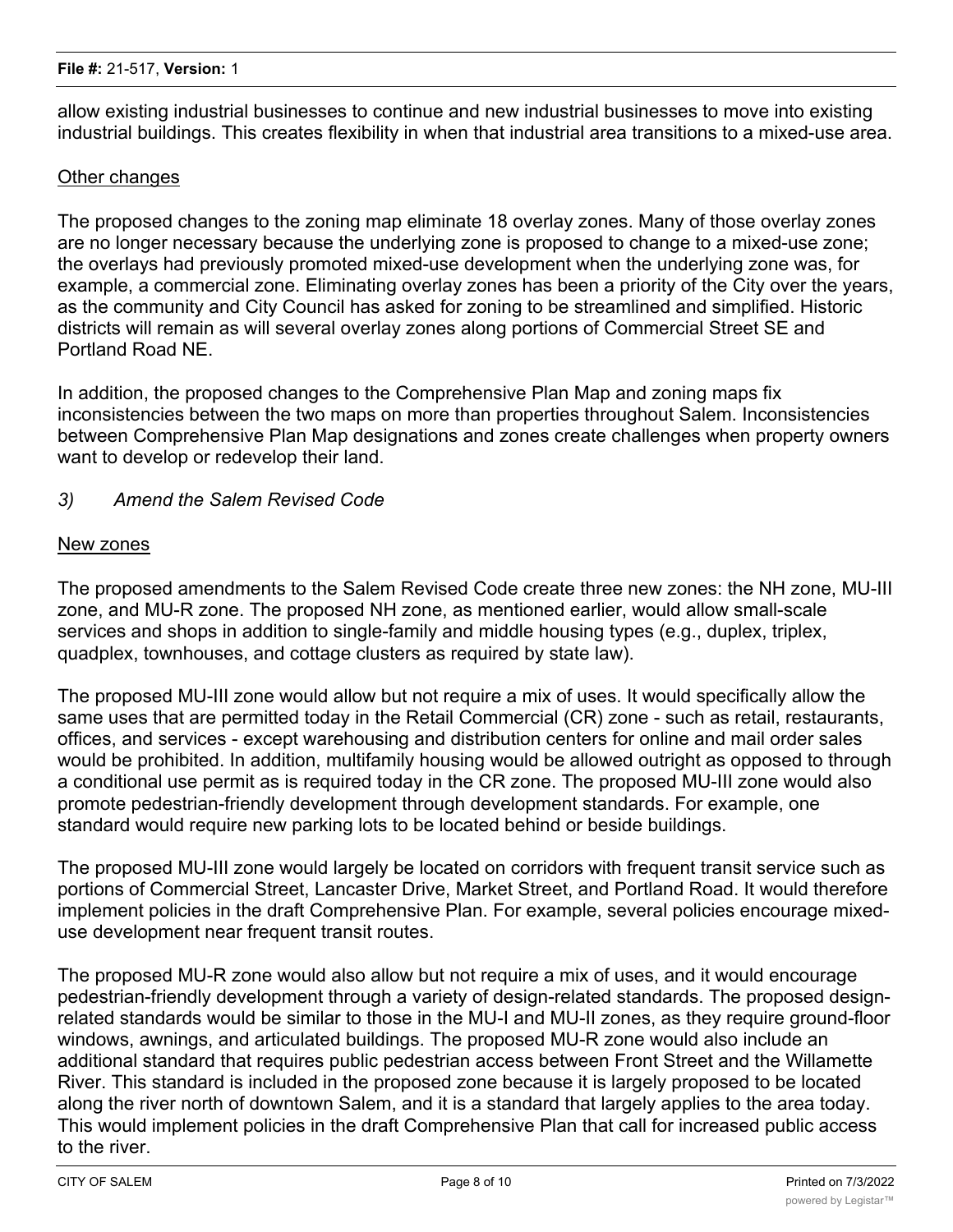allow existing industrial businesses to continue and new industrial businesses to move into existing industrial buildings. This creates flexibility in when that industrial area transitions to a mixed-use area.

Other changes

The proposed changes to the zoning map eliminate 18 overlay zones. Many of those overlay zones are no longer necessary because the underlying zone is proposed to change to a mixed-use zone; the overlays had previously promoted mixed-use development when the underlying zone was, for example, a commercial zone. Eliminating overlay zones has been a priority of the City over the years, as the community and City Council has asked for zoning to be streamlined and simplified. Historic districts will remain as will several overlay zones along portions of Commercial Street SE and Portland Road NE.

In addition, the proposed changes to the Comprehensive Plan Map and zoning maps fix inconsistencies between the two maps on more than properties throughout Salem. Inconsistencies between Comprehensive Plan Map designations and zones create challenges when property owners want to develop or redevelop their land.

*3) Amend the Salem Revised Code*

New zones

The proposed amendments to the Salem Revised Code create three new zones: the NH zone, MU-III zone, and MU-R zone. The proposed NH zone, as mentioned earlier, would allow small-scale services and shops in addition to single-family and middle housing types (e.g., duplex, triplex, quadplex, townhouses, and cottage clusters as required by state law).

The proposed MU-III zone would allow but not require a mix of uses. It would specifically allow the same uses that are permitted today in the Retail Commercial (CR) zone - such as retail, restaurants, offices, and services - except warehousing and distribution centers for online and mail order sales would be prohibited. In addition, multifamily housing would be allowed outright as opposed to through a conditional use permit as is required today in the CR zone. The proposed MU-III zone would also promote pedestrian-friendly development through development standards. For example, one standard would require new parking lots to be located behind or beside buildings.

The proposed MU-III zone would largely be located on corridors with frequent transit service such as portions of Commercial Street, Lancaster Drive, Market Street, and Portland Road. It would therefore implement policies in the draft Comprehensive Plan. For example, several policies encourage mixed-use development near frequent transit routes.

The proposed MU-R zone would also allow but not require a mix of uses, and it would encourage pedestrian-friendly development through a variety of design-related standards. The proposed design-related standards would be similar to those in the MU-I and MU-II zones, as they require ground-floor windows, awnings, and articulated buildings. The proposed MU-R zone would also include an additional standard that requires public pedestrian access between Front Street and the Willamette River. This standard is included in the proposed zone because it is largely proposed to be located along the river north of downtown Salem, and it is a standard that largely applies to the area today. This would implement policies in the draft Comprehensive Plan that call for increased public access to the river.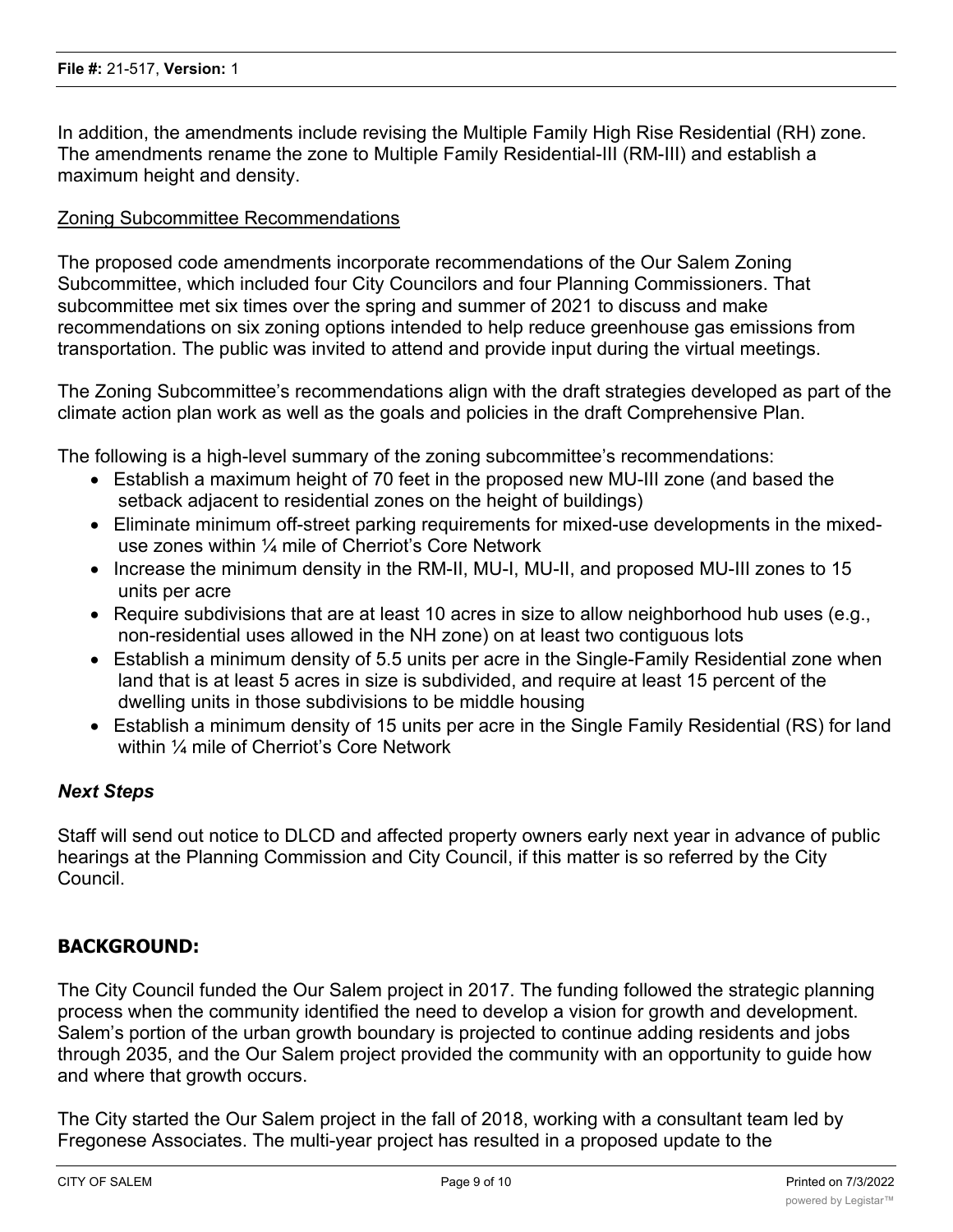In addition, the amendments include revising the Multiple Family High Rise Residential (RH) zone. The amendments rename the zone to Multiple Family Residential-III (RM-III) and establish a maximum height and density.

Zoning Subcommittee Recommendations

The proposed code amendments incorporate recommendations of the Our Salem Zoning Subcommittee, which included four City Councilors and four Planning Commissioners. That subcommittee met six times over the spring and summer of 2021 to discuss and make recommendations on six zoning options intended to help reduce greenhouse gas emissions from transportation. The public was invited to attend and provide input during the virtual meetings.

The Zoning Subcommittee's recommendations align with the draft strategies developed as part of the climate action plan work as well as the goals and policies in the draft Comprehensive Plan.

The following is a high-level summary of the zoning subcommittee's recommendations:

- Establish a maximum height of 70 feet in the proposed new MU-III zone (and based the setback adjacent to residential zones on the height of buildings)
- Eliminate minimum off-street parking requirements for mixed-use developments in the mixed-use zones within ¼ mile of Cherriot's Core Network
- Increase the minimum density in the RM-II, MU-I, MU-II, and proposed MU-III zones to 15 units per acre
- Require subdivisions that are at least 10 acres in size to allow neighborhood hub uses (e.g., non-residential uses allowed in the NH zone) on at least two contiguous lots
- Establish a minimum density of 5.5 units per acre in the Single-Family Residential zone when land that is at least 5 acres in size is subdivided, and require at least 15 percent of the dwelling units in those subdivisions to be middle housing
- Establish a minimum density of 15 units per acre in the Single Family Residential (RS) for land within ¼ mile of Cherriot's Core Network

### *Next Steps*

Staff will send out notice to DLCD and affected property owners early next year in advance of public hearings at the Planning Commission and City Council, if this matter is so referred by the City Council.

## BACKGROUND:

The City Council funded the Our Salem project in 2017. The funding followed the strategic planning process when the community identified the need to develop a vision for growth and development. Salem's portion of the urban growth boundary is projected to continue adding residents and jobs through 2035, and the Our Salem project provided the community with an opportunity to guide how and where that growth occurs.

The City started the Our Salem project in the fall of 2018, working with a consultant team led by Fregonese Associates. The multi-year project has resulted in a proposed update to the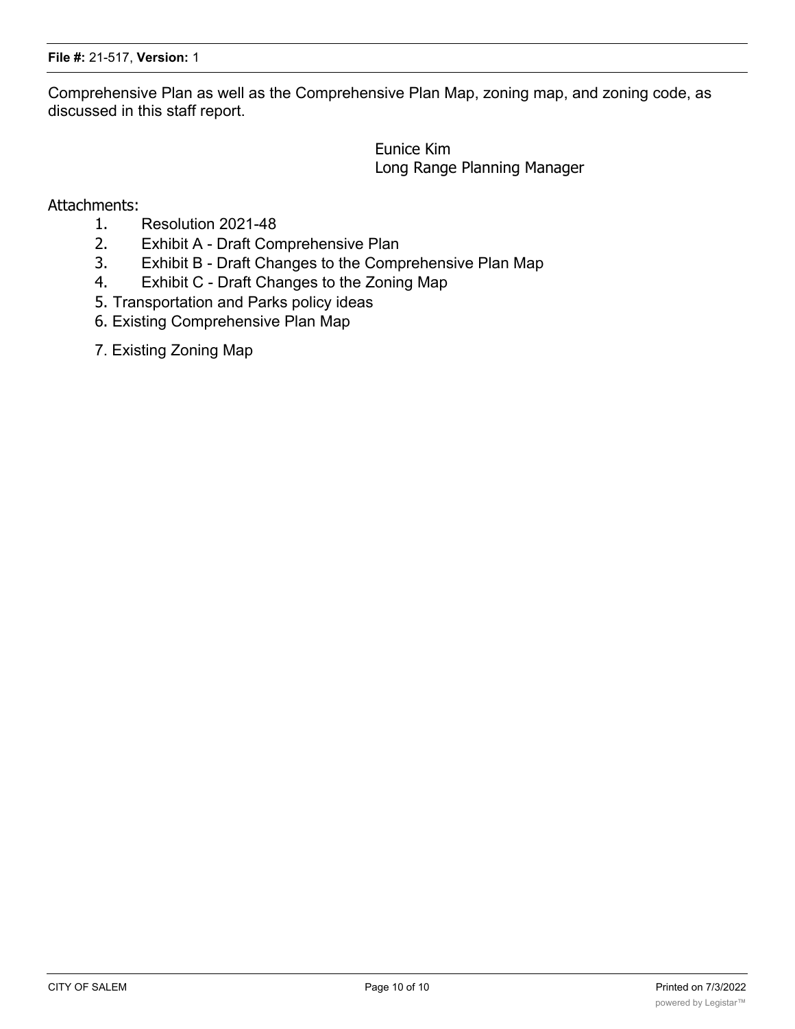Comprehensive Plan as well as the Comprehensive Plan Map, zoning map, and zoning code, as discussed in this staff report.

Eunice Kim
Long Range Planning Manager

Attachments:

1. Resolution 2021-48
2. Exhibit A - Draft Comprehensive Plan
3. Exhibit B - Draft Changes to the Comprehensive Plan Map
4. Exhibit C - Draft Changes to the Zoning Map
5. Transportation and Parks policy ideas
6. Existing Comprehensive Plan Map
7. Existing Zoning Map